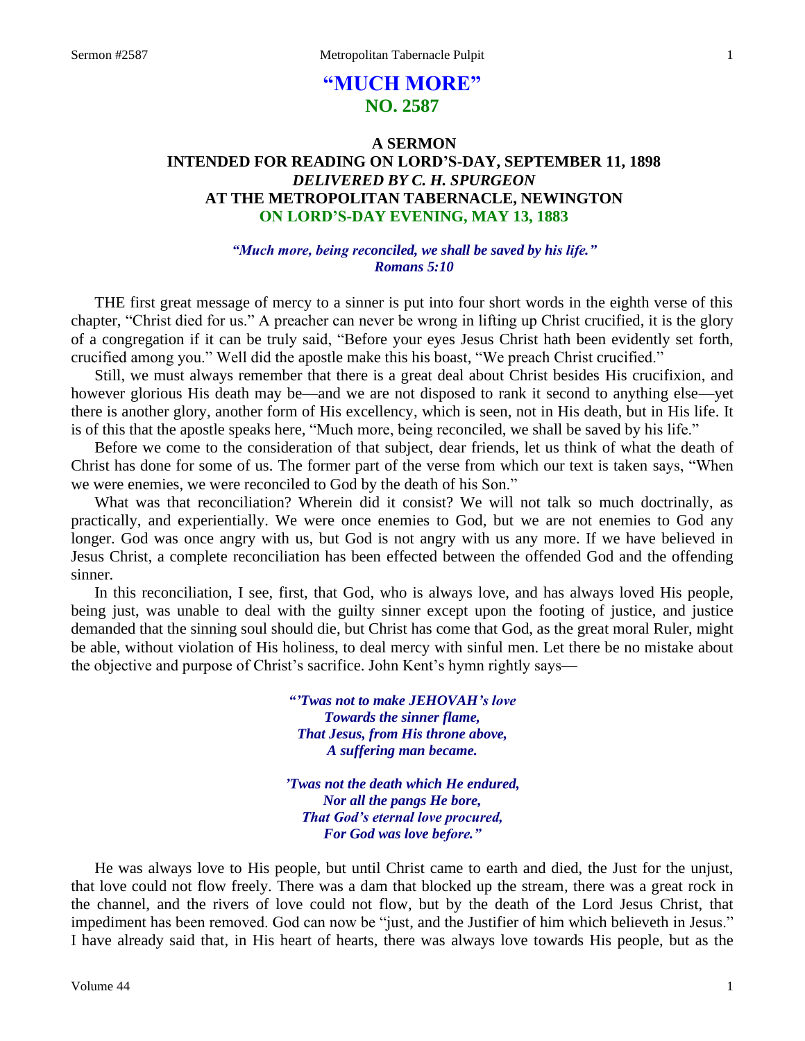# "MUCH MORE"
## NO. 2587

### A SERMON
### INTENDED FOR READING ON LORD'S-DAY, SEPTEMBER 11, 1898
### *DELIVERED BY C. H. SPURGEON*
### AT THE METROPOLITAN TABERNACLE, NEWINGTON
### ON LORD'S-DAY EVENING, MAY 13, 1883

***"Much more, being reconciled, we shall be saved by his life." Romans 5:10***

THE first great message of mercy to a sinner is put into four short words in the eighth verse of this chapter, "Christ died for us." A preacher can never be wrong in lifting up Christ crucified, it is the glory of a congregation if it can be truly said, "Before your eyes Jesus Christ hath been evidently set forth, crucified among you." Well did the apostle make this his boast, "We preach Christ crucified."

Still, we must always remember that there is a great deal about Christ besides His crucifixion, and however glorious His death may be—and we are not disposed to rank it second to anything else—yet there is another glory, another form of His excellency, which is seen, not in His death, but in His life. It is of this that the apostle speaks here, "Much more, being reconciled, we shall be saved by his life."

Before we come to the consideration of that subject, dear friends, let us think of what the death of Christ has done for some of us. The former part of the verse from which our text is taken says, "When we were enemies, we were reconciled to God by the death of his Son."

What was that reconciliation? Wherein did it consist? We will not talk so much doctrinally, as practically, and experientially. We were once enemies to God, but we are not enemies to God any longer. God was once angry with us, but God is not angry with us any more. If we have believed in Jesus Christ, a complete reconciliation has been effected between the offended God and the offending sinner.

In this reconciliation, I see, first, that God, who is always love, and has always loved His people, being just, was unable to deal with the guilty sinner except upon the footing of justice, and justice demanded that the sinning soul should die, but Christ has come that God, as the great moral Ruler, might be able, without violation of His holiness, to deal mercy with sinful men. Let there be no mistake about the objective and purpose of Christ's sacrifice. John Kent's hymn rightly says—

> *"'Twas not to make JEHOVAH's love*
> *Towards the sinner flame,*
> *That Jesus, from His throne above,*
> *A suffering man became.*
>
> *'Twas not the death which He endured,*
> *Nor all the pangs He bore,*
> *That God's eternal love procured,*
> *For God was love before."*

He was always love to His people, but until Christ came to earth and died, the Just for the unjust, that love could not flow freely. There was a dam that blocked up the stream, there was a great rock in the channel, and the rivers of love could not flow, but by the death of the Lord Jesus Christ, that impediment has been removed. God can now be "just, and the Justifier of him which believeth in Jesus." I have already said that, in His heart of hearts, there was always love towards His people, but as the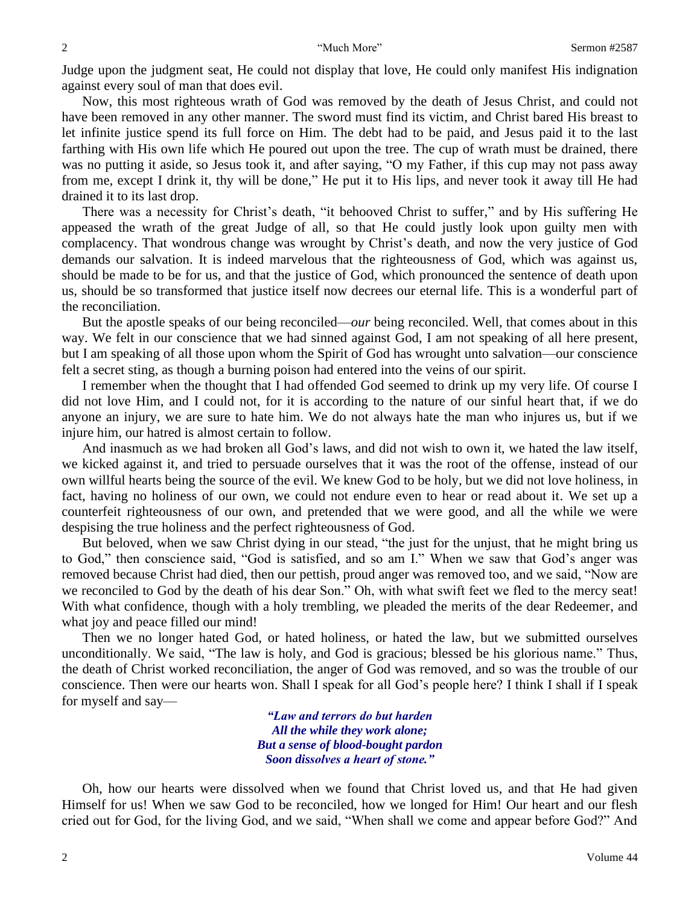Judge upon the judgment seat, He could not display that love, He could only manifest His indignation against every soul of man that does evil.

Now, this most righteous wrath of God was removed by the death of Jesus Christ, and could not have been removed in any other manner. The sword must find its victim, and Christ bared His breast to let infinite justice spend its full force on Him. The debt had to be paid, and Jesus paid it to the last farthing with His own life which He poured out upon the tree. The cup of wrath must be drained, there was no putting it aside, so Jesus took it, and after saying, "O my Father, if this cup may not pass away from me, except I drink it, thy will be done," He put it to His lips, and never took it away till He had drained it to its last drop.

There was a necessity for Christ's death, "it behooved Christ to suffer," and by His suffering He appeased the wrath of the great Judge of all, so that He could justly look upon guilty men with complacency. That wondrous change was wrought by Christ's death, and now the very justice of God demands our salvation. It is indeed marvelous that the righteousness of God, which was against us, should be made to be for us, and that the justice of God, which pronounced the sentence of death upon us, should be so transformed that justice itself now decrees our eternal life. This is a wonderful part of the reconciliation.

But the apostle speaks of our being reconciled—*our* being reconciled. Well, that comes about in this way. We felt in our conscience that we had sinned against God, I am not speaking of all here present, but I am speaking of all those upon whom the Spirit of God has wrought unto salvation—our conscience felt a secret sting, as though a burning poison had entered into the veins of our spirit.

I remember when the thought that I had offended God seemed to drink up my very life. Of course I did not love Him, and I could not, for it is according to the nature of our sinful heart that, if we do anyone an injury, we are sure to hate him. We do not always hate the man who injures us, but if we injure him, our hatred is almost certain to follow.

And inasmuch as we had broken all God's laws, and did not wish to own it, we hated the law itself, we kicked against it, and tried to persuade ourselves that it was the root of the offense, instead of our own willful hearts being the source of the evil. We knew God to be holy, but we did not love holiness, in fact, having no holiness of our own, we could not endure even to hear or read about it. We set up a counterfeit righteousness of our own, and pretended that we were good, and all the while we were despising the true holiness and the perfect righteousness of God.

But beloved, when we saw Christ dying in our stead, "the just for the unjust, that he might bring us to God," then conscience said, "God is satisfied, and so am I." When we saw that God's anger was removed because Christ had died, then our pettish, proud anger was removed too, and we said, "Now are we reconciled to God by the death of his dear Son." Oh, with what swift feet we fled to the mercy seat! With what confidence, though with a holy trembling, we pleaded the merits of the dear Redeemer, and what joy and peace filled our mind!

Then we no longer hated God, or hated holiness, or hated the law, but we submitted ourselves unconditionally. We said, "The law is holy, and God is gracious; blessed be his glorious name." Thus, the death of Christ worked reconciliation, the anger of God was removed, and so was the trouble of our conscience. Then were our hearts won. Shall I speak for all God's people here? I think I shall if I speak for myself and say—

> ***"Law and terrors do but harden***
> ***All the while they work alone;***
> ***But a sense of blood-bought pardon***
> ***Soon dissolves a heart of stone."***

Oh, how our hearts were dissolved when we found that Christ loved us, and that He had given Himself for us! When we saw God to be reconciled, how we longed for Him! Our heart and our flesh cried out for God, for the living God, and we said, "When shall we come and appear before God?" And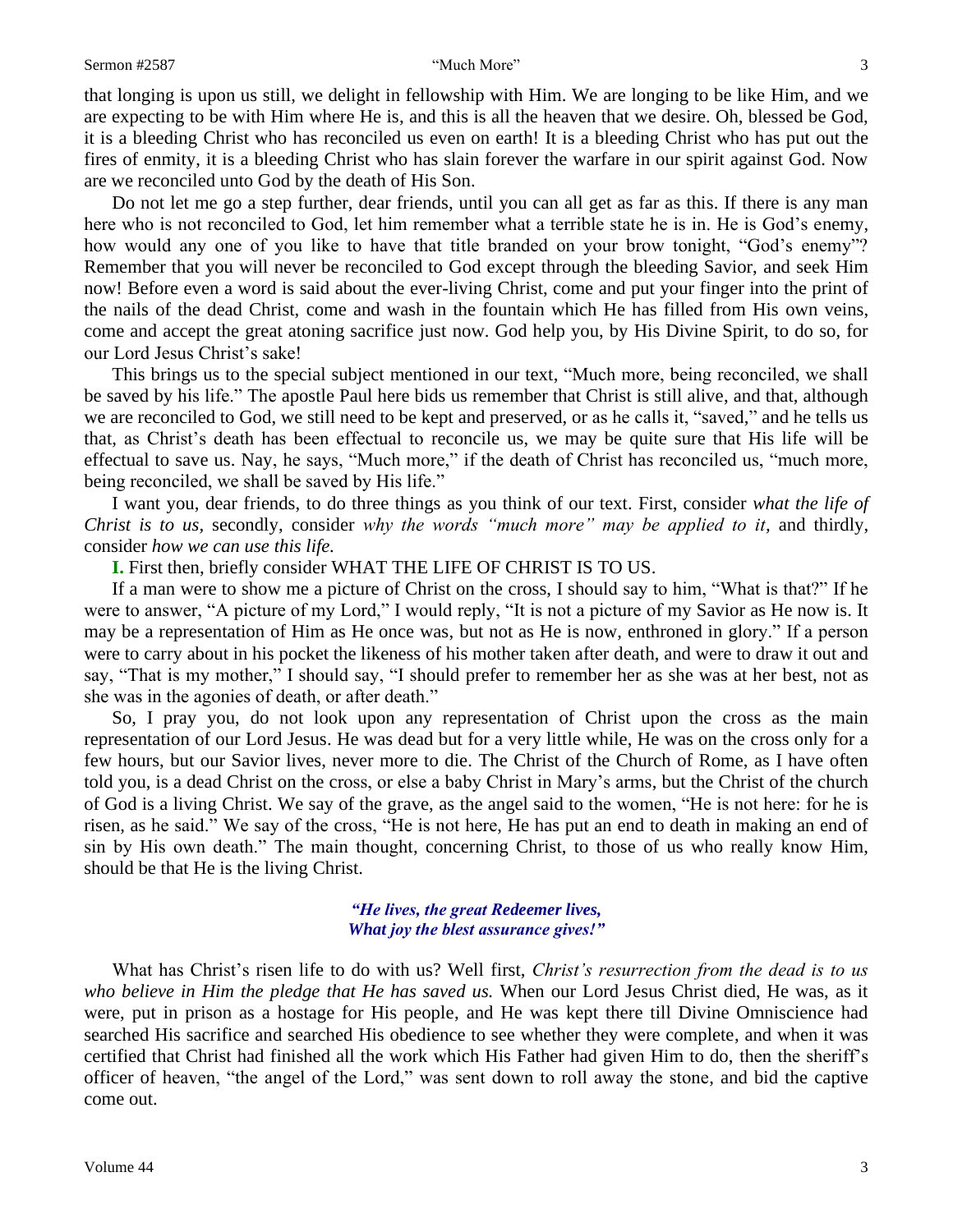that longing is upon us still, we delight in fellowship with Him. We are longing to be like Him, and we are expecting to be with Him where He is, and this is all the heaven that we desire. Oh, blessed be God, it is a bleeding Christ who has reconciled us even on earth! It is a bleeding Christ who has put out the fires of enmity, it is a bleeding Christ who has slain forever the warfare in our spirit against God. Now are we reconciled unto God by the death of His Son.

Do not let me go a step further, dear friends, until you can all get as far as this. If there is any man here who is not reconciled to God, let him remember what a terrible state he is in. He is God's enemy, how would any one of you like to have that title branded on your brow tonight, "God's enemy"? Remember that you will never be reconciled to God except through the bleeding Savior, and seek Him now! Before even a word is said about the ever-living Christ, come and put your finger into the print of the nails of the dead Christ, come and wash in the fountain which He has filled from His own veins, come and accept the great atoning sacrifice just now. God help you, by His Divine Spirit, to do so, for our Lord Jesus Christ's sake!

This brings us to the special subject mentioned in our text, "Much more, being reconciled, we shall be saved by his life." The apostle Paul here bids us remember that Christ is still alive, and that, although we are reconciled to God, we still need to be kept and preserved, or as he calls it, "saved," and he tells us that, as Christ's death has been effectual to reconcile us, we may be quite sure that His life will be effectual to save us. Nay, he says, "Much more," if the death of Christ has reconciled us, "much more, being reconciled, we shall be saved by His life."

I want you, dear friends, to do three things as you think of our text. First, consider *what the life of Christ is to us*, secondly, consider *why the words "much more" may be applied to it*, and thirdly, consider *how we can use this life.*

**I.** First then, briefly consider WHAT THE LIFE OF CHRIST IS TO US.

If a man were to show me a picture of Christ on the cross, I should say to him, "What is that?" If he were to answer, "A picture of my Lord," I would reply, "It is not a picture of my Savior as He now is. It may be a representation of Him as He once was, but not as He is now, enthroned in glory." If a person were to carry about in his pocket the likeness of his mother taken after death, and were to draw it out and say, "That is my mother," I should say, "I should prefer to remember her as she was at her best, not as she was in the agonies of death, or after death."

So, I pray you, do not look upon any representation of Christ upon the cross as the main representation of our Lord Jesus. He was dead but for a very little while, He was on the cross only for a few hours, but our Savior lives, never more to die. The Christ of the Church of Rome, as I have often told you, is a dead Christ on the cross, or else a baby Christ in Mary's arms, but the Christ of the church of God is a living Christ. We say of the grave, as the angel said to the women, "He is not here: for he is risen, as he said." We say of the cross, "He is not here, He has put an end to death in making an end of sin by His own death." The main thought, concerning Christ, to those of us who really know Him, should be that He is the living Christ.

*"He lives, the great Redeemer lives,*
*What joy the blest assurance gives!"*

What has Christ's risen life to do with us? Well first, *Christ's resurrection from the dead is to us who believe in Him the pledge that He has saved us.* When our Lord Jesus Christ died, He was, as it were, put in prison as a hostage for His people, and He was kept there till Divine Omniscience had searched His sacrifice and searched His obedience to see whether they were complete, and when it was certified that Christ had finished all the work which His Father had given Him to do, then the sheriff's officer of heaven, "the angel of the Lord," was sent down to roll away the stone, and bid the captive come out.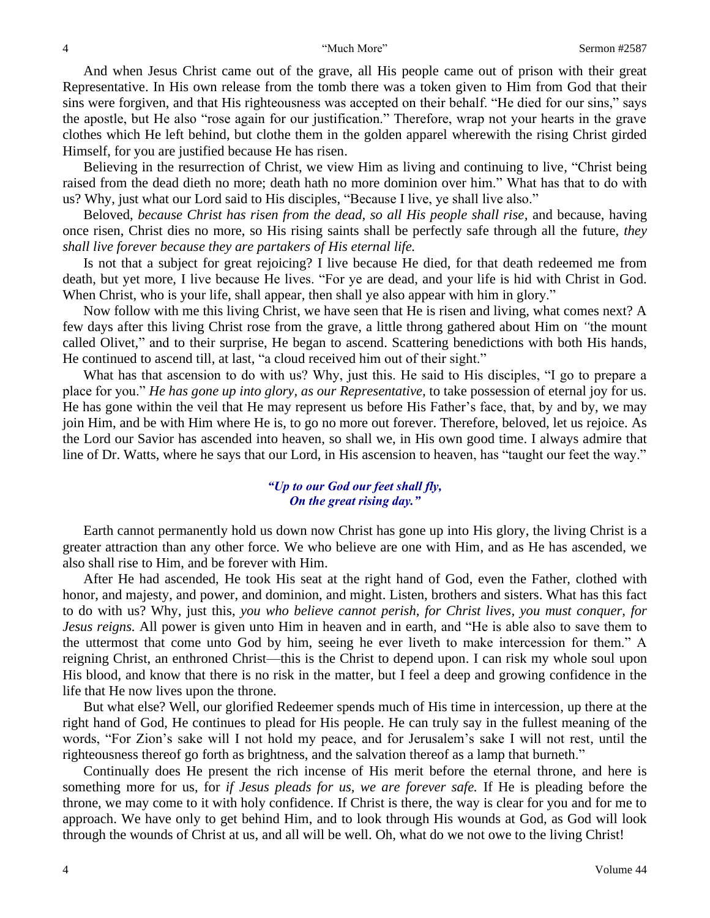And when Jesus Christ came out of the grave, all His people came out of prison with their great Representative. In His own release from the tomb there was a token given to Him from God that their sins were forgiven, and that His righteousness was accepted on their behalf. "He died for our sins," says the apostle, but He also "rose again for our justification." Therefore, wrap not your hearts in the grave clothes which He left behind, but clothe them in the golden apparel wherewith the rising Christ girded Himself, for you are justified because He has risen.

Believing in the resurrection of Christ, we view Him as living and continuing to live, "Christ being raised from the dead dieth no more; death hath no more dominion over him." What has that to do with us? Why, just what our Lord said to His disciples, "Because I live, ye shall live also."

Beloved, *because Christ has risen from the dead, so all His people shall rise,* and because, having once risen, Christ dies no more, so His rising saints shall be perfectly safe through all the future, *they shall live forever because they are partakers of His eternal life.*

Is not that a subject for great rejoicing? I live because He died, for that death redeemed me from death, but yet more, I live because He lives. "For ye are dead, and your life is hid with Christ in God. When Christ, who is your life, shall appear, then shall ye also appear with him in glory."

Now follow with me this living Christ, we have seen that He is risen and living, what comes next? A few days after this living Christ rose from the grave, a little throng gathered about Him on *"*the mount called Olivet," and to their surprise, He began to ascend. Scattering benedictions with both His hands, He continued to ascend till, at last, "a cloud received him out of their sight."

What has that ascension to do with us? Why, just this. He said to His disciples, "I go to prepare a place for you." *He has gone up into glory, as our Representative,* to take possession of eternal joy for us. He has gone within the veil that He may represent us before His Father's face, that, by and by, we may join Him, and be with Him where He is, to go no more out forever. Therefore, beloved, let us rejoice. As the Lord our Savior has ascended into heaven, so shall we, in His own good time. I always admire that line of Dr. Watts, where he says that our Lord, in His ascension to heaven, has "taught our feet the way."

> ***"Up to our God our feet shall fly,***
> ***On the great rising day."***

Earth cannot permanently hold us down now Christ has gone up into His glory, the living Christ is a greater attraction than any other force. We who believe are one with Him, and as He has ascended, we also shall rise to Him, and be forever with Him.

After He had ascended, He took His seat at the right hand of God, even the Father, clothed with honor, and majesty, and power, and dominion, and might. Listen, brothers and sisters. What has this fact to do with us? Why, just this, *you who believe cannot perish, for Christ lives, you must conquer, for Jesus reigns.* All power is given unto Him in heaven and in earth, and "He is able also to save them to the uttermost that come unto God by him, seeing he ever liveth to make intercession for them." A reigning Christ, an enthroned Christ—this is the Christ to depend upon. I can risk my whole soul upon His blood, and know that there is no risk in the matter, but I feel a deep and growing confidence in the life that He now lives upon the throne.

But what else? Well, our glorified Redeemer spends much of His time in intercession, up there at the right hand of God, He continues to plead for His people. He can truly say in the fullest meaning of the words, "For Zion's sake will I not hold my peace, and for Jerusalem's sake I will not rest, until the righteousness thereof go forth as brightness, and the salvation thereof as a lamp that burneth."

Continually does He present the rich incense of His merit before the eternal throne, and here is something more for us, for *if Jesus pleads for us, we are forever safe.* If He is pleading before the throne, we may come to it with holy confidence. If Christ is there, the way is clear for you and for me to approach. We have only to get behind Him, and to look through His wounds at God, as God will look through the wounds of Christ at us, and all will be well. Oh, what do we not owe to the living Christ!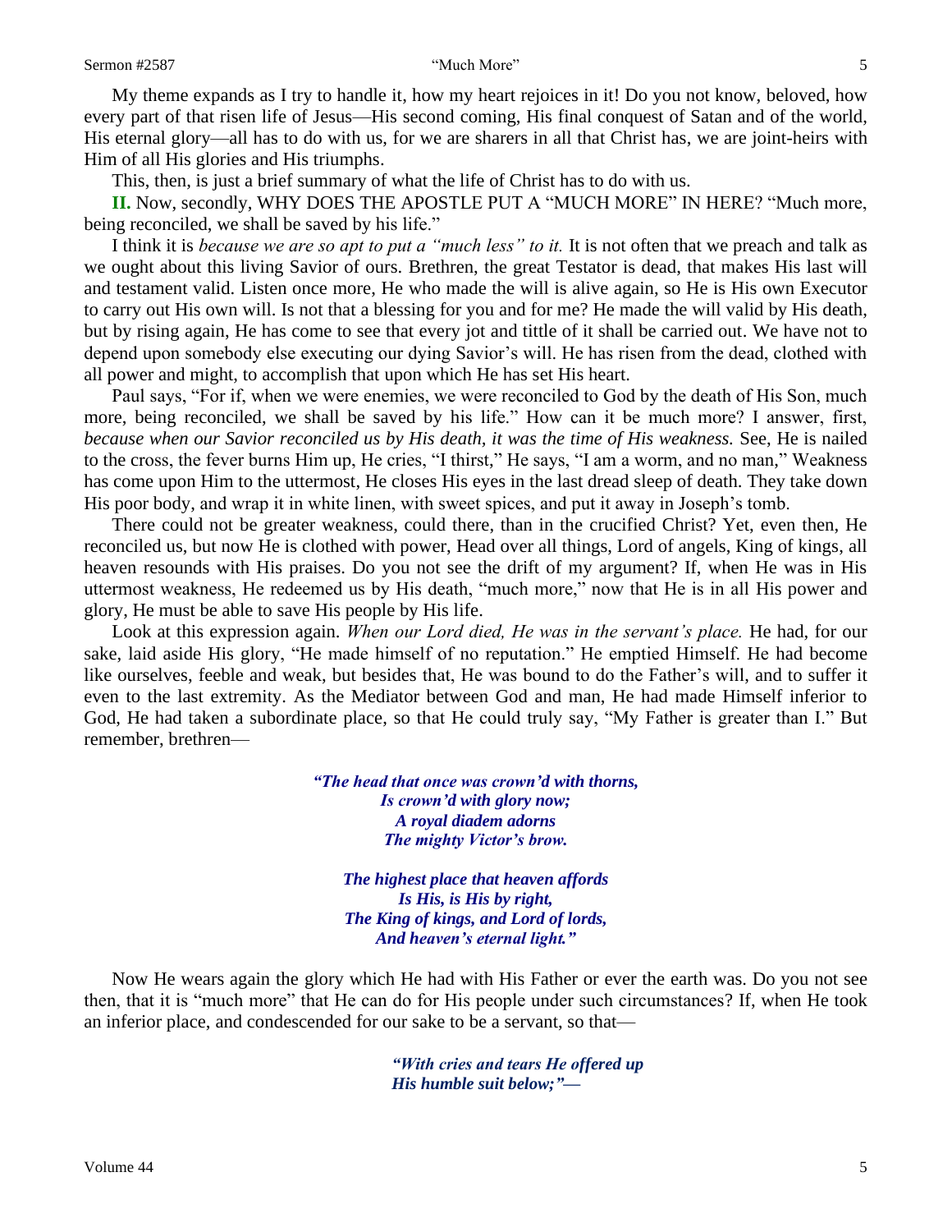My theme expands as I try to handle it, how my heart rejoices in it! Do you not know, beloved, how every part of that risen life of Jesus—His second coming, His final conquest of Satan and of the world, His eternal glory—all has to do with us, for we are sharers in all that Christ has, we are joint-heirs with Him of all His glories and His triumphs.

This, then, is just a brief summary of what the life of Christ has to do with us.

**II.** Now, secondly, WHY DOES THE APOSTLE PUT A "MUCH MORE" IN HERE? "Much more, being reconciled, we shall be saved by his life."

I think it is *because we are so apt to put a "much less" to it.* It is not often that we preach and talk as we ought about this living Savior of ours. Brethren, the great Testator is dead, that makes His last will and testament valid. Listen once more, He who made the will is alive again, so He is His own Executor to carry out His own will. Is not that a blessing for you and for me? He made the will valid by His death, but by rising again, He has come to see that every jot and tittle of it shall be carried out. We have not to depend upon somebody else executing our dying Savior's will. He has risen from the dead, clothed with all power and might, to accomplish that upon which He has set His heart.

Paul says, "For if, when we were enemies, we were reconciled to God by the death of His Son, much more, being reconciled, we shall be saved by his life." How can it be much more? I answer, first, *because when our Savior reconciled us by His death, it was the time of His weakness.* See, He is nailed to the cross, the fever burns Him up, He cries, "I thirst," He says, "I am a worm, and no man," Weakness has come upon Him to the uttermost, He closes His eyes in the last dread sleep of death. They take down His poor body, and wrap it in white linen, with sweet spices, and put it away in Joseph's tomb.

There could not be greater weakness, could there, than in the crucified Christ? Yet, even then, He reconciled us, but now He is clothed with power, Head over all things, Lord of angels, King of kings, all heaven resounds with His praises. Do you not see the drift of my argument? If, when He was in His uttermost weakness, He redeemed us by His death, "much more," now that He is in all His power and glory, He must be able to save His people by His life.

Look at this expression again. *When our Lord died, He was in the servant's place.* He had, for our sake, laid aside His glory, "He made himself of no reputation." He emptied Himself. He had become like ourselves, feeble and weak, but besides that, He was bound to do the Father's will, and to suffer it even to the last extremity. As the Mediator between God and man, He had made Himself inferior to God, He had taken a subordinate place, so that He could truly say, "My Father is greater than I." But remember, brethren—

> ***"The head that once was crown'd with thorns,***
> ***Is crown'd with glory now;***
> ***A royal diadem adorns***
> ***The mighty Victor's brow.***
>
> ***The highest place that heaven affords***
> ***Is His, is His by right,***
> ***The King of kings, and Lord of lords,***
> ***And heaven's eternal light."***

Now He wears again the glory which He had with His Father or ever the earth was. Do you not see then, that it is "much more" that He can do for His people under such circumstances? If, when He took an inferior place, and condescended for our sake to be a servant, so that—

> ***"With cries and tears He offered up***
> ***His humble suit below;"—***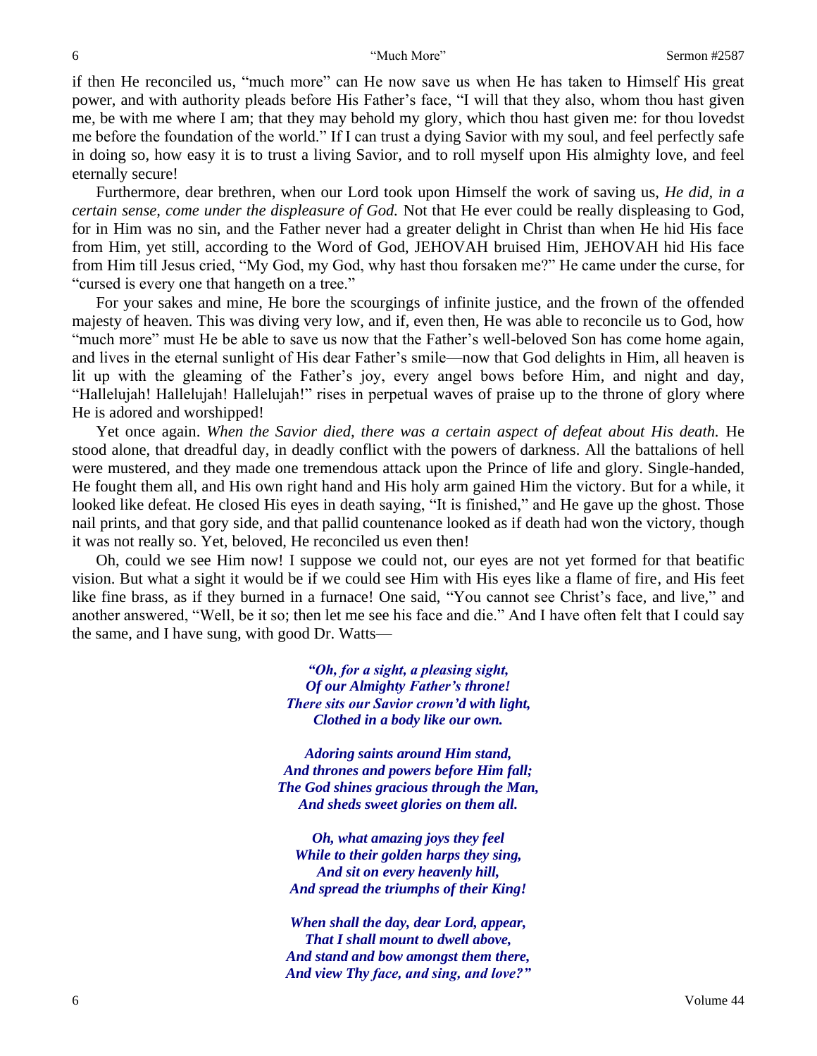if then He reconciled us, "much more" can He now save us when He has taken to Himself His great power, and with authority pleads before His Father's face, "I will that they also, whom thou hast given me, be with me where I am; that they may behold my glory, which thou hast given me: for thou lovedst me before the foundation of the world." If I can trust a dying Savior with my soul, and feel perfectly safe in doing so, how easy it is to trust a living Savior, and to roll myself upon His almighty love, and feel eternally secure!

Furthermore, dear brethren, when our Lord took upon Himself the work of saving us, *He did, in a certain sense, come under the displeasure of God.* Not that He ever could be really displeasing to God, for in Him was no sin, and the Father never had a greater delight in Christ than when He hid His face from Him, yet still, according to the Word of God, JEHOVAH bruised Him, JEHOVAH hid His face from Him till Jesus cried, "My God, my God, why hast thou forsaken me?" He came under the curse, for "cursed is every one that hangeth on a tree."

For your sakes and mine, He bore the scourgings of infinite justice, and the frown of the offended majesty of heaven. This was diving very low, and if, even then, He was able to reconcile us to God, how "much more" must He be able to save us now that the Father's well-beloved Son has come home again, and lives in the eternal sunlight of His dear Father's smile—now that God delights in Him, all heaven is lit up with the gleaming of the Father's joy, every angel bows before Him, and night and day, "Hallelujah! Hallelujah! Hallelujah!" rises in perpetual waves of praise up to the throne of glory where He is adored and worshipped!

Yet once again. *When the Savior died, there was a certain aspect of defeat about His death.* He stood alone, that dreadful day, in deadly conflict with the powers of darkness. All the battalions of hell were mustered, and they made one tremendous attack upon the Prince of life and glory. Single-handed, He fought them all, and His own right hand and His holy arm gained Him the victory. But for a while, it looked like defeat. He closed His eyes in death saying, "It is finished," and He gave up the ghost. Those nail prints, and that gory side, and that pallid countenance looked as if death had won the victory, though it was not really so. Yet, beloved, He reconciled us even then!

Oh, could we see Him now! I suppose we could not, our eyes are not yet formed for that beatific vision. But what a sight it would be if we could see Him with His eyes like a flame of fire, and His feet like fine brass, as if they burned in a furnace! One said, "You cannot see Christ's face, and live," and another answered, "Well, be it so; then let me see his face and die." And I have often felt that I could say the same, and I have sung, with good Dr. Watts—

> ***"Oh, for a sight, a pleasing sight,***
> ***Of our Almighty Father's throne!***
> ***There sits our Savior crown'd with light,***
> ***Clothed in a body like our own.***
>
> ***Adoring saints around Him stand,***
> ***And thrones and powers before Him fall;***
> ***The God shines gracious through the Man,***
> ***And sheds sweet glories on them all.***
>
> ***Oh, what amazing joys they feel***
> ***While to their golden harps they sing,***
> ***And sit on every heavenly hill,***
> ***And spread the triumphs of their King!***
>
> ***When shall the day, dear Lord, appear,***
> ***That I shall mount to dwell above,***
> ***And stand and bow amongst them there,***
> ***And view Thy face, and sing, and love?"***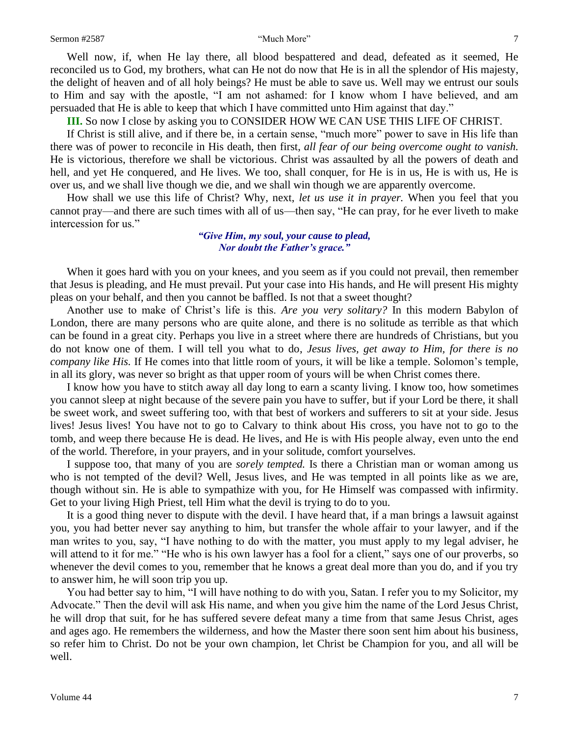Well now, if, when He lay there, all blood bespattered and dead, defeated as it seemed, He reconciled us to God, my brothers, what can He not do now that He is in all the splendor of His majesty, the delight of heaven and of all holy beings? He must be able to save us. Well may we entrust our souls to Him and say with the apostle, "I am not ashamed: for I know whom I have believed, and am persuaded that He is able to keep that which I have committed unto Him against that day."

**III.** So now I close by asking you to CONSIDER HOW WE CAN USE THIS LIFE OF CHRIST.

If Christ is still alive, and if there be, in a certain sense, "much more" power to save in His life than there was of power to reconcile in His death, then first, *all fear of our being overcome ought to vanish.* He is victorious, therefore we shall be victorious. Christ was assaulted by all the powers of death and hell, and yet He conquered, and He lives. We too, shall conquer, for He is in us, He is with us, He is over us, and we shall live though we die, and we shall win though we are apparently overcome.

How shall we use this life of Christ? Why, next, *let us use it in prayer.* When you feel that you cannot pray—and there are such times with all of us—then say, "He can pray, for he ever liveth to make intercession for us."

*"Give Him, my soul, your cause to plead,*
*Nor doubt the Father's grace."*

When it goes hard with you on your knees, and you seem as if you could not prevail, then remember that Jesus is pleading, and He must prevail. Put your case into His hands, and He will present His mighty pleas on your behalf, and then you cannot be baffled. Is not that a sweet thought?

Another use to make of Christ's life is this. *Are you very solitary?* In this modern Babylon of London, there are many persons who are quite alone, and there is no solitude as terrible as that which can be found in a great city. Perhaps you live in a street where there are hundreds of Christians, but you do not know one of them. I will tell you what to do, *Jesus lives, get away to Him, for there is no company like His.* If He comes into that little room of yours, it will be like a temple. Solomon's temple, in all its glory, was never so bright as that upper room of yours will be when Christ comes there.

I know how you have to stitch away all day long to earn a scanty living. I know too, how sometimes you cannot sleep at night because of the severe pain you have to suffer, but if your Lord be there, it shall be sweet work, and sweet suffering too, with that best of workers and sufferers to sit at your side. Jesus lives! Jesus lives! You have not to go to Calvary to think about His cross, you have not to go to the tomb, and weep there because He is dead. He lives, and He is with His people alway, even unto the end of the world. Therefore, in your prayers, and in your solitude, comfort yourselves.

I suppose too, that many of you are *sorely tempted.* Is there a Christian man or woman among us who is not tempted of the devil? Well, Jesus lives, and He was tempted in all points like as we are, though without sin. He is able to sympathize with you, for He Himself was compassed with infirmity. Get to your living High Priest, tell Him what the devil is trying to do to you.

It is a good thing never to dispute with the devil. I have heard that, if a man brings a lawsuit against you, you had better never say anything to him, but transfer the whole affair to your lawyer, and if the man writes to you, say, "I have nothing to do with the matter, you must apply to my legal adviser, he will attend to it for me." "He who is his own lawyer has a fool for a client," says one of our proverbs, so whenever the devil comes to you, remember that he knows a great deal more than you do, and if you try to answer him, he will soon trip you up.

You had better say to him, "I will have nothing to do with you, Satan. I refer you to my Solicitor, my Advocate." Then the devil will ask His name, and when you give him the name of the Lord Jesus Christ, he will drop that suit, for he has suffered severe defeat many a time from that same Jesus Christ, ages and ages ago. He remembers the wilderness, and how the Master there soon sent him about his business, so refer him to Christ. Do not be your own champion, let Christ be Champion for you, and all will be well.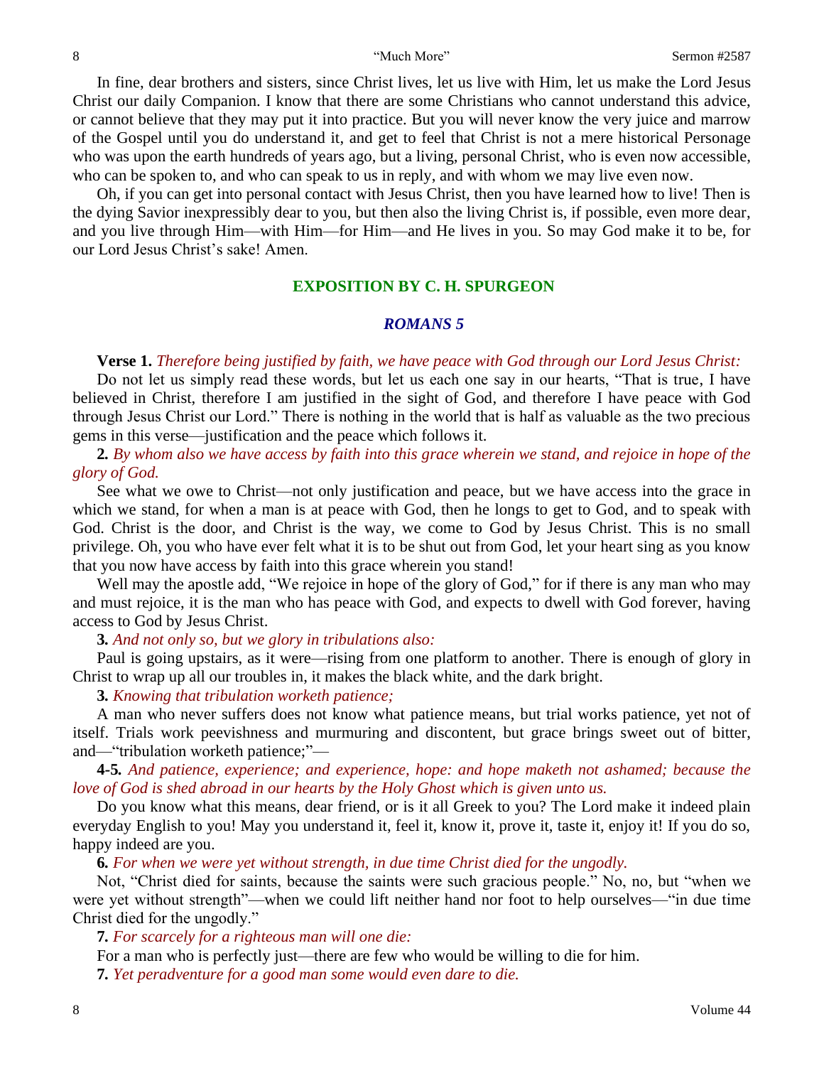In fine, dear brothers and sisters, since Christ lives, let us live with Him, let us make the Lord Jesus Christ our daily Companion. I know that there are some Christians who cannot understand this advice, or cannot believe that they may put it into practice. But you will never know the very juice and marrow of the Gospel until you do understand it, and get to feel that Christ is not a mere historical Personage who was upon the earth hundreds of years ago, but a living, personal Christ, who is even now accessible, who can be spoken to, and who can speak to us in reply, and with whom we may live even now.

Oh, if you can get into personal contact with Jesus Christ, then you have learned how to live! Then is the dying Savior inexpressibly dear to you, but then also the living Christ is, if possible, even more dear, and you live through Him—with Him—for Him—and He lives in you. So may God make it to be, for our Lord Jesus Christ's sake! Amen.

## EXPOSITION BY C. H. SPURGEON

### *ROMANS 5*

**Verse 1.** *Therefore being justified by faith, we have peace with God through our Lord Jesus Christ:*

Do not let us simply read these words, but let us each one say in our hearts, "That is true, I have believed in Christ, therefore I am justified in the sight of God, and therefore I have peace with God through Jesus Christ our Lord." There is nothing in the world that is half as valuable as the two precious gems in this verse—justification and the peace which follows it.

**2.** *By whom also we have access by faith into this grace wherein we stand, and rejoice in hope of the glory of God.*

See what we owe to Christ—not only justification and peace, but we have access into the grace in which we stand, for when a man is at peace with God, then he longs to get to God, and to speak with God. Christ is the door, and Christ is the way, we come to God by Jesus Christ. This is no small privilege. Oh, you who have ever felt what it is to be shut out from God, let your heart sing as you know that you now have access by faith into this grace wherein you stand!

Well may the apostle add, "We rejoice in hope of the glory of God," for if there is any man who may and must rejoice, it is the man who has peace with God, and expects to dwell with God forever, having access to God by Jesus Christ.

**3.** *And not only so, but we glory in tribulations also:*

Paul is going upstairs, as it were—rising from one platform to another. There is enough of glory in Christ to wrap up all our troubles in, it makes the black white, and the dark bright.

**3.** *Knowing that tribulation worketh patience;*

A man who never suffers does not know what patience means, but trial works patience, yet not of itself. Trials work peevishness and murmuring and discontent, but grace brings sweet out of bitter, and—"tribulation worketh patience;"—

**4-5.** *And patience, experience; and experience, hope: and hope maketh not ashamed; because the love of God is shed abroad in our hearts by the Holy Ghost which is given unto us.*

Do you know what this means, dear friend, or is it all Greek to you? The Lord make it indeed plain everyday English to you! May you understand it, feel it, know it, prove it, taste it, enjoy it! If you do so, happy indeed are you.

**6.** *For when we were yet without strength, in due time Christ died for the ungodly.*

Not, "Christ died for saints, because the saints were such gracious people." No, no, but "when we were yet without strength"—when we could lift neither hand nor foot to help ourselves—"in due time Christ died for the ungodly."

**7.** *For scarcely for a righteous man will one die:*

For a man who is perfectly just—there are few who would be willing to die for him.

**7.** *Yet peradventure for a good man some would even dare to die.*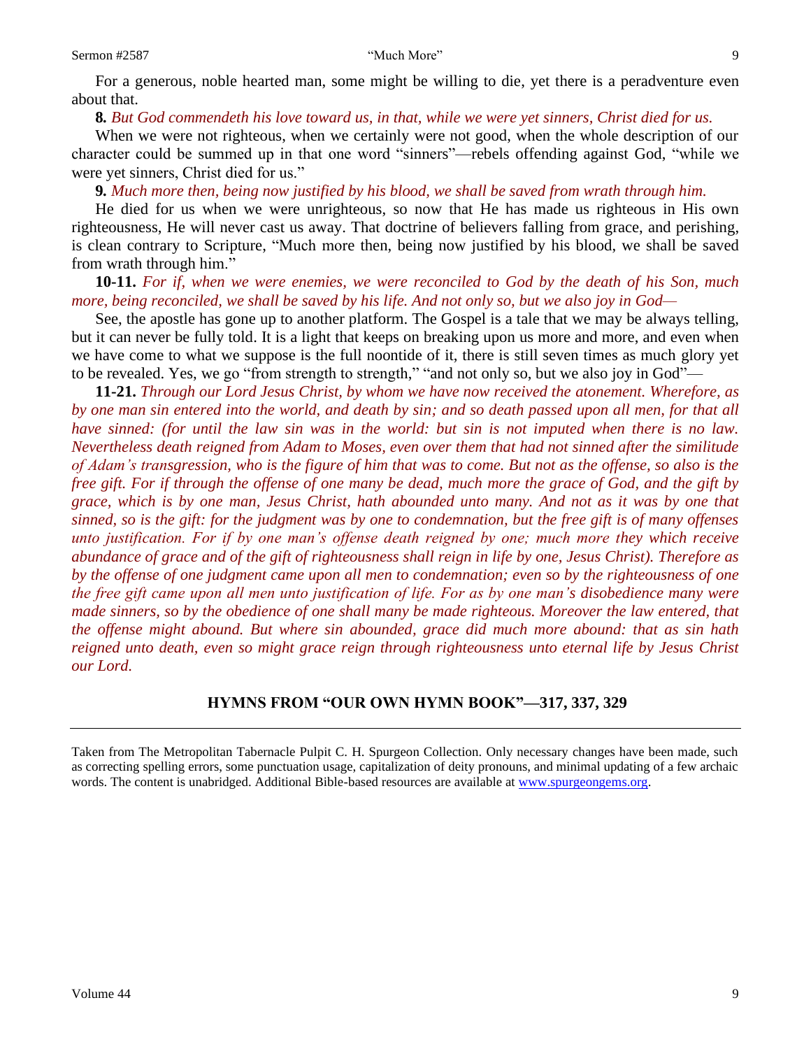For a generous, noble hearted man, some might be willing to die, yet there is a peradventure even about that.

**8.** *But God commendeth his love toward us, in that, while we were yet sinners, Christ died for us.*

When we were not righteous, when we certainly were not good, when the whole description of our character could be summed up in that one word "sinners"—rebels offending against God, "while we were yet sinners, Christ died for us."

**9.** *Much more then, being now justified by his blood, we shall be saved from wrath through him.*

He died for us when we were unrighteous, so now that He has made us righteous in His own righteousness, He will never cast us away. That doctrine of believers falling from grace, and perishing, is clean contrary to Scripture, "Much more then, being now justified by his blood, we shall be saved from wrath through him."

**10-11.** *For if, when we were enemies, we were reconciled to God by the death of his Son, much more, being reconciled, we shall be saved by his life. And not only so, but we also joy in God—*

See, the apostle has gone up to another platform. The Gospel is a tale that we may be always telling, but it can never be fully told. It is a light that keeps on breaking upon us more and more, and even when we have come to what we suppose is the full noontide of it, there is still seven times as much glory yet to be revealed. Yes, we go "from strength to strength," "and not only so, but we also joy in God"—

**11-21.** *Through our Lord Jesus Christ, by whom we have now received the atonement. Wherefore, as by one man sin entered into the world, and death by sin; and so death passed upon all men, for that all have sinned: (for until the law sin was in the world: but sin is not imputed when there is no law. Nevertheless death reigned from Adam to Moses, even over them that had not sinned after the similitude of Adam's transgression, who is the figure of him that was to come. But not as the offense, so also is the free gift. For if through the offense of one many be dead, much more the grace of God, and the gift by grace, which is by one man, Jesus Christ, hath abounded unto many. And not as it was by one that sinned, so is the gift: for the judgment was by one to condemnation, but the free gift is of many offenses unto justification. For if by one man's offense death reigned by one; much more they which receive abundance of grace and of the gift of righteousness shall reign in life by one, Jesus Christ). Therefore as by the offense of one judgment came upon all men to condemnation; even so by the righteousness of one the free gift came upon all men unto justification of life. For as by one man's disobedience many were made sinners, so by the obedience of one shall many be made righteous. Moreover the law entered, that the offense might abound. But where sin abounded, grace did much more abound: that as sin hath reigned unto death, even so might grace reign through righteousness unto eternal life by Jesus Christ our Lord.*

## HYMNS FROM "OUR OWN HYMN BOOK"—317, 337, 329

---

Taken from The Metropolitan Tabernacle Pulpit C. H. Spurgeon Collection. Only necessary changes have been made, such as correcting spelling errors, some punctuation usage, capitalization of deity pronouns, and minimal updating of a few archaic words. The content is unabridged. Additional Bible-based resources are available at www.spurgeongems.org.